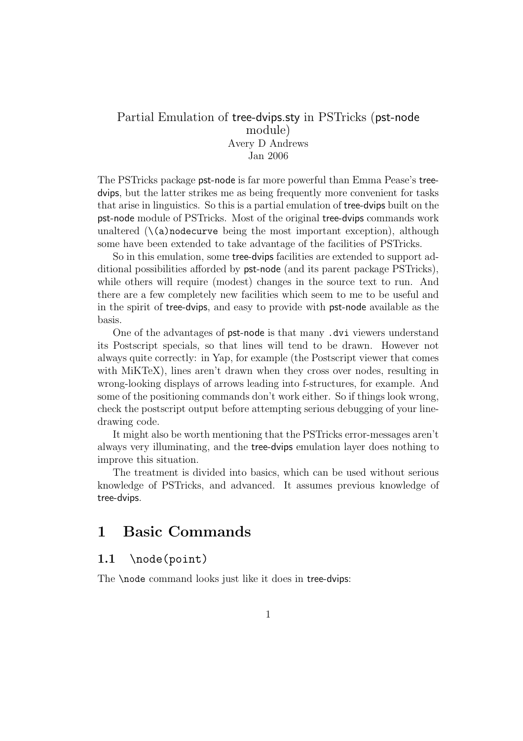# Partial Emulation of tree-dvips.sty in PSTricks (pst-node module)

Avery D Andrews
Jan 2006

The PSTricks package pst-node is far more powerful than Emma Pease's tree-dvips, but the latter strikes me as being frequently more convenient for tasks that arise in linguistics. So this is a partial emulation of tree-dvips built on the pst-node module of PSTricks. Most of the original tree-dvips commands work unaltered (`\(a)nodecurve` being the most important exception), although some have been extended to take advantage of the facilities of PSTricks.

So in this emulation, some tree-dvips facilities are extended to support additional possibilities afforded by pst-node (and its parent package PSTricks), while others will require (modest) changes in the source text to run. And there are a few completely new facilities which seem to me to be useful and in the spirit of tree-dvips, and easy to provide with pst-node available as the basis.

One of the advantages of pst-node is that many `.dvi` viewers understand its Postscript specials, so that lines will tend to be drawn. However not always quite correctly: in Yap, for example (the Postscript viewer that comes with MiKTeX), lines aren't drawn when they cross over nodes, resulting in wrong-looking displays of arrows leading into f-structures, for example. And some of the positioning commands don't work either. So if things look wrong, check the postscript output before attempting serious debugging of your line-drawing code.

It might also be worth mentioning that the PSTricks error-messages aren't always very illuminating, and the tree-dvips emulation layer does nothing to improve this situation.

The treatment is divided into basics, which can be used without serious knowledge of PSTricks, and advanced. It assumes previous knowledge of tree-dvips.

## 1 Basic Commands

### 1.1 `\node(point)`

The `\node` command looks just like it does in tree-dvips: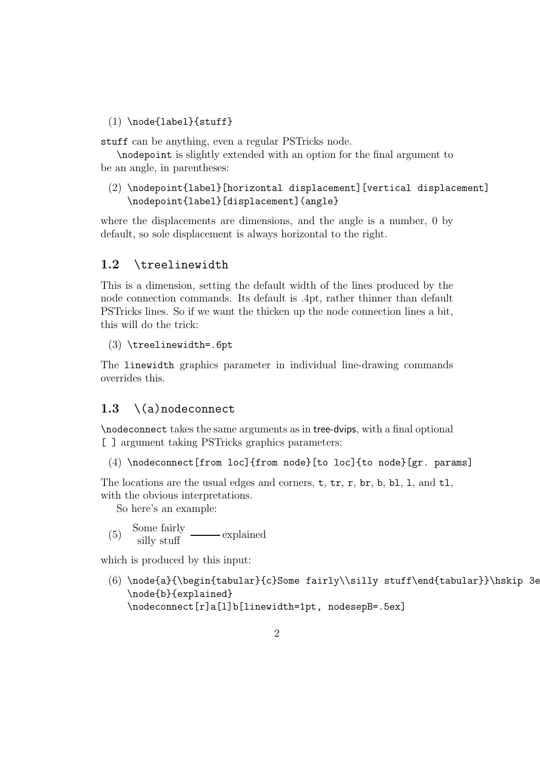(1) `\node{label}{stuff}`

`stuff` can be anything, even a regular PSTricks node.

`\nodepoint` is slightly extended with an option for the final argument to be an angle, in parentheses:

(2)
```
\nodepoint{label}[horizontal displacement][vertical displacement]
\nodepoint{label}[displacement](angle}
```

where the displacements are dimensions, and the angle is a number, 0 by default, so sole displacement is always horizontal to the right.

## 1.2 `\treelinewidth`

This is a dimension, setting the default width of the lines produced by the node connection commands. Its default is .4pt, rather thinner than default PSTricks lines. So if we want the thicken up the node connection lines a bit, this will do the trick:

(3) `\treelinewidth=.6pt`

The `linewidth` graphics parameter in individual line-drawing commands overrides this.

## 1.3 `\(a)nodeconnect`

`\nodeconnect` takes the same arguments as in tree-dvips, with a final optional `[ ]` argument taking PSTricks graphics parameters:

(4) `\nodeconnect[from loc]{from node}[to loc]{to node}[gr. params]`

The locations are the usual edges and corners, `t`, `tr`, `r`, `br`, `b`, `bl`, `l`, and `tl`, with the obvious interpretations.

So here's an example:

(5) Some fairly silly stuff ——— explained

which is produced by this input:

(6)
```
\node{a}{\begin{tabular}{c}Some fairly\\silly stuff\end{tabular}}\hskip 3e
\node{b}{explained}
\nodeconnect[r]a[l]b[linewidth=1pt, nodesepB=.5ex]
```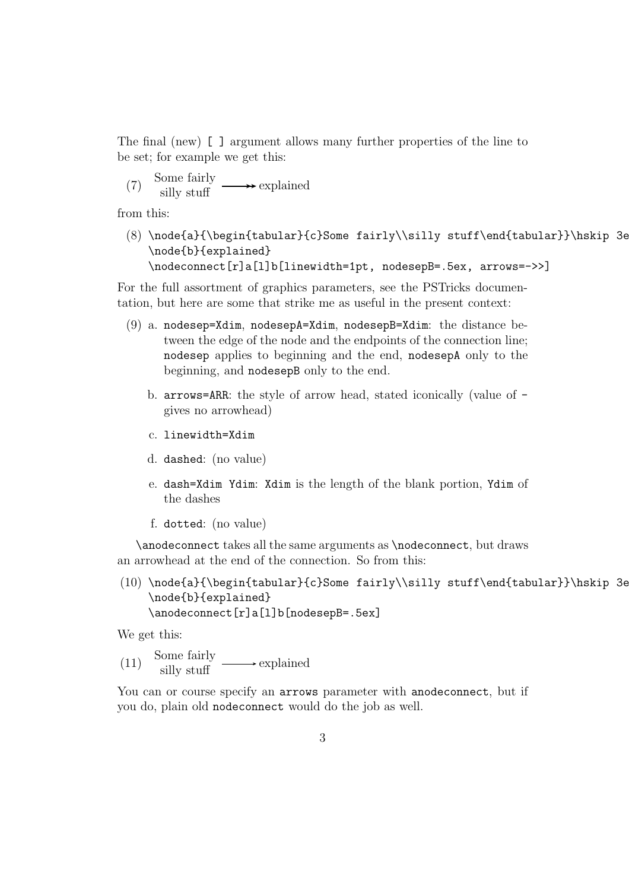The final (new) `[ ]` argument allows many further properties of the line to be set; for example we get this:

(7) Some fairly silly stuff ——↠ explained

from this:

(8)
```
\node{a}{\begin{tabular}{c}Some fairly\\silly stuff\end{tabular}}\hskip 3e
\node{b}{explained}
\nodeconnect[r]a[l]b[linewidth=1pt, nodesepB=.5ex, arrows=->>]
```

For the full assortment of graphics parameters, see the PSTricks documentation, but here are some that strike me as useful in the present context:

(9) a. `nodesep=Xdim`, `nodesepA=Xdim`, `nodesepB=Xdim`: the distance between the edge of the node and the endpoints of the connection line; `nodesep` applies to beginning and the end, `nodesepA` only to the beginning, and `nodesepB` only to the end.

b. `arrows=ARR`: the style of arrow head, stated iconically (value of `-` gives no arrowhead)

c. `linewidth=Xdim`

d. `dashed`: (no value)

e. `dash=Xdim Ydim`: `Xdim` is the length of the blank portion, `Ydim` of the dashes

f. `dotted`: (no value)

`\anodeconnect` takes all the same arguments as `\nodeconnect`, but draws an arrowhead at the end of the connection. So from this:

(10)
```
\node{a}{\begin{tabular}{c}Some fairly\\silly stuff\end{tabular}}\hskip 3e
\node{b}{explained}
\anodeconnect[r]a[l]b[nodesepB=.5ex]
```

We get this:

(11) Some fairly silly stuff ——→ explained

You can or course specify an `arrows` parameter with `anodeconnect`, but if you do, plain old `nodeconnect` would do the job as well.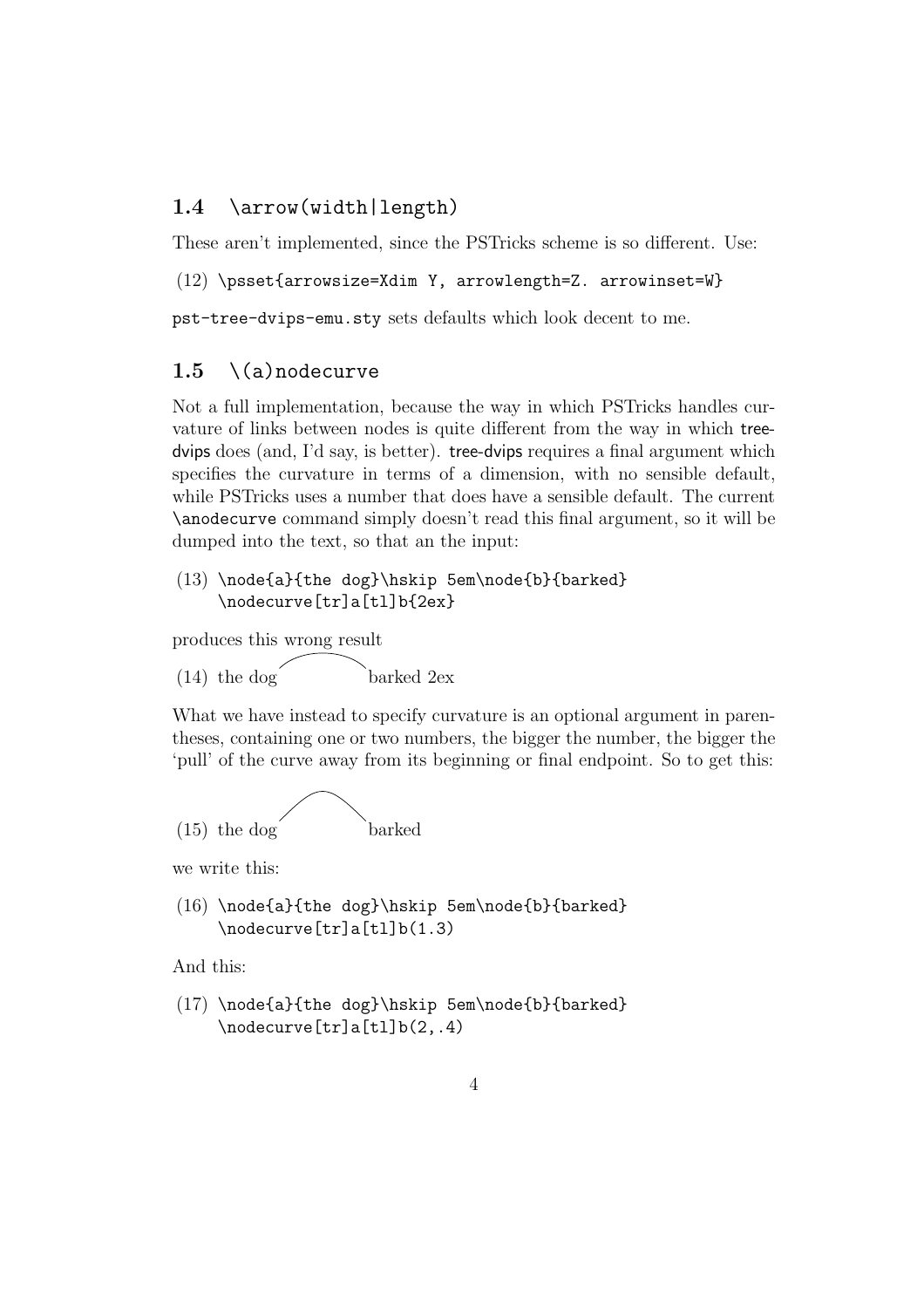### 1.4 `\arrow(width|length)`

These aren't implemented, since the PSTricks scheme is so different. Use:

(12) `\psset{arrowsize=Xdim Y, arrowlength=Z. arrowinset=W}`

`pst-tree-dvips-emu.sty` sets defaults which look decent to me.

### 1.5 `\(a)nodecurve`

Not a full implementation, because the way in which PSTricks handles curvature of links between nodes is quite different from the way in which tree-dvips does (and, I'd say, is better). tree-dvips requires a final argument which specifies the curvature in terms of a dimension, with no sensible default, while PSTricks uses a number that does have a sensible default. The current `\anodecurve` command simply doesn't read this final argument, so it will be dumped into the text, so that an the input:

(13)
```
\node{a}{the dog}\hskip 5em\node{b}{barked}
\nodecurve[tr]a[tl]b{2ex}
```

produces this wrong result

(14) the dog barked 2ex

What we have instead to specify curvature is an optional argument in parentheses, containing one or two numbers, the bigger the number, the bigger the 'pull' of the curve away from its beginning or final endpoint. So to get this:

(15) the dog barked

we write this:

(16)
```
\node{a}{the dog}\hskip 5em\node{b}{barked}
\nodecurve[tr]a[tl]b(1.3)
```

And this:

(17)
```
\node{a}{the dog}\hskip 5em\node{b}{barked}
\nodecurve[tr]a[tl]b(2,.4)
```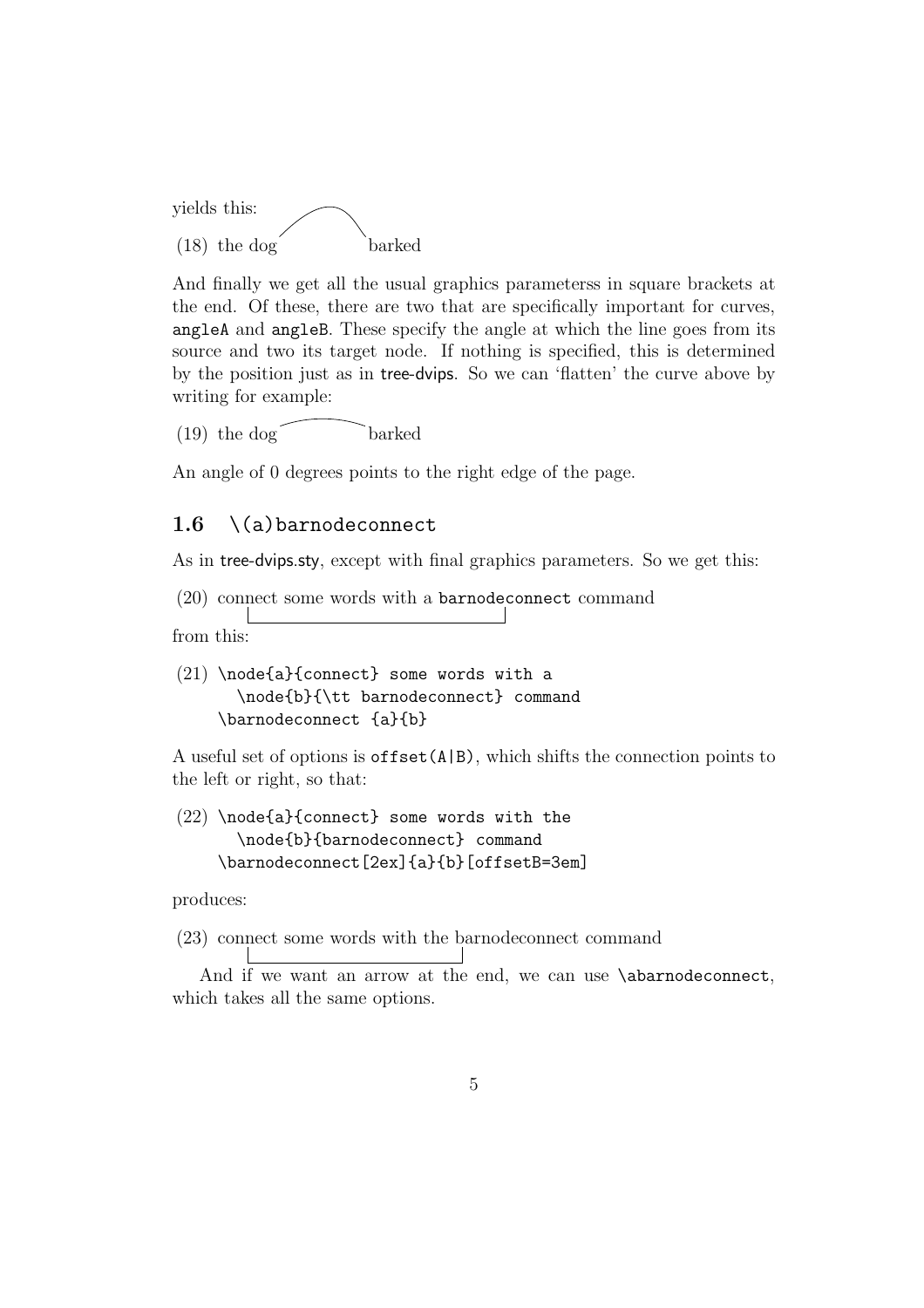yields this:

(18) the dog barked

And finally we get all the usual graphics parameterss in square brackets at the end. Of these, there are two that are specifically important for curves, `angleA` and `angleB`. These specify the angle at which the line goes from its source and two its target node. If nothing is specified, this is determined by the position just as in tree-dvips. So we can 'flatten' the curve above by writing for example:

(19) the dog barked

An angle of 0 degrees points to the right edge of the page.

### 1.6 `\(a)barnodeconnect`

As in tree-dvips.sty, except with final graphics parameters. So we get this:

(20) connect some words with a `barnodeconnect` command

from this:

```
(21) \node{a}{connect} some words with a
       \node{b}{\tt barnodeconnect} command
     \barnodeconnect {a}{b}
```

A useful set of options is `offset(A|B)`, which shifts the connection points to the left or right, so that:

```
(22) \node{a}{connect} some words with the
       \node{b}{barnodeconnect} command
     \barnodeconnect[2ex]{a}{b}[offsetB=3em]
```

produces:

(23) connect some words with the barnodeconnect command

And if we want an arrow at the end, we can use `\abarnodeconnect`, which takes all the same options.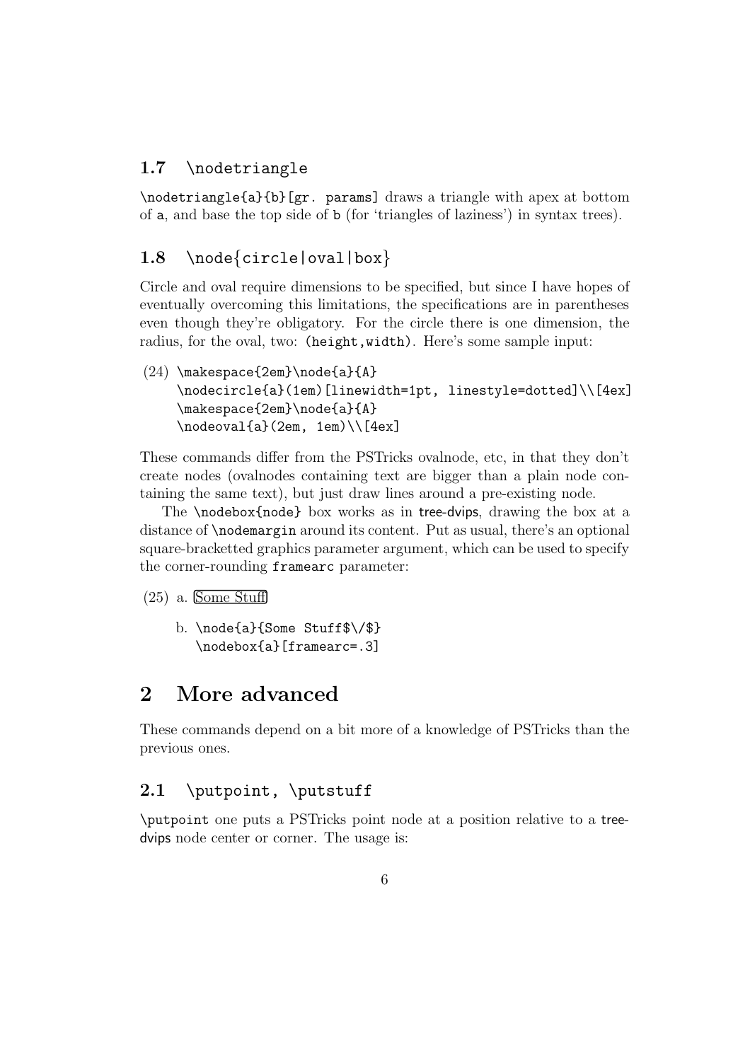### 1.7 \nodetriangle

`\nodetriangle{a}{b}[gr. params]` draws a triangle with apex at bottom of a, and base the top side of b (for 'triangles of laziness') in syntax trees).

### 1.8 \node{circle|oval|box}

Circle and oval require dimensions to be specified, but since I have hopes of eventually overcoming this limitations, the specifications are in parentheses even though they're obligatory. For the circle there is one dimension, the radius, for the oval, two: `(height,width)`. Here's some sample input:

(24)
```
\makespace{2em}\node{a}{A}
\nodecircle{a}(1em)[linewidth=1pt, linestyle=dotted]\\[4ex]
\makespace{2em}\node{a}{A}
\nodeoval{a}(2em, 1em)\\[4ex]
```

These commands differ from the PSTricks ovalnode, etc, in that they don't create nodes (ovalnodes containing text are bigger than a plain node containing the same text), but just draw lines around a pre-existing node.

The `\nodebox{node}` box works as in tree-dvips, drawing the box at a distance of `\nodemargin` around its content. Put as usual, there's an optional square-bracketted graphics parameter argument, which can be used to specify the corner-rounding `framearc` parameter:

(25) a. Some Stuff

b.
```
\node{a}{Some Stuff$\/$}
\nodebox{a}[framearc=.3]
```

## 2 More advanced

These commands depend on a bit more of a knowledge of PSTricks than the previous ones.

### 2.1 \putpoint, \putstuff

`\putpoint` one puts a PSTricks point node at a position relative to a tree-dvips node center or corner. The usage is: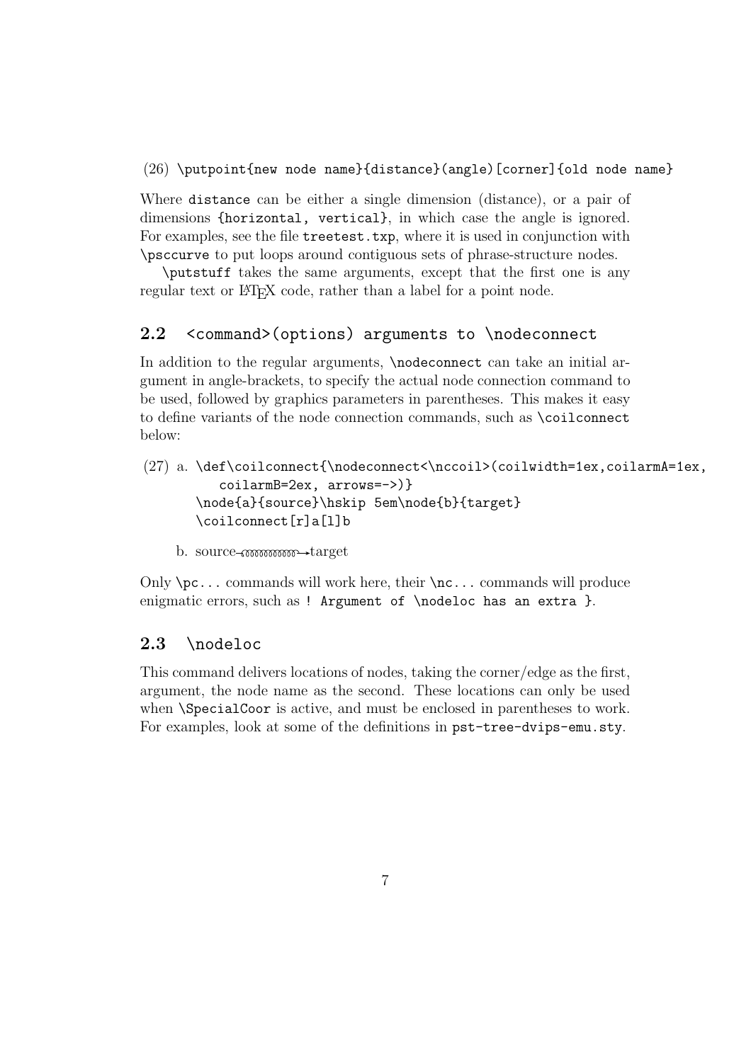(26) `\putpoint{new node name}{distance}(angle)[corner]{old node name}`

Where `distance` can be either a single dimension (distance), or a pair of dimensions `{horizontal, vertical}`, in which case the angle is ignored. For examples, see the file `treetest.txp`, where it is used in conjunction with `\psccurve` to put loops around contiguous sets of phrase-structure nodes.

`\putstuff` takes the same arguments, except that the first one is any regular text or LaTeX code, rather than a label for a point node.

## 2.2 `<command>(options) arguments to \nodeconnect`

In addition to the regular arguments, `\nodeconnect` can take an initial argument in angle-brackets, to specify the actual node connection command to be used, followed by graphics parameters in parentheses. This makes it easy to define variants of the node connection commands, such as `\coilconnect` below:

(27) a.
```
\def\coilconnect{\nodeconnect<\nccoil>(coilwidth=1ex,coilarmA=1ex,
    coilarmB=2ex, arrows=->)}
\node{a}{source}\hskip 5em\node{b}{target}
\coilconnect[r]a[l]b
```

b. source→target

Only `\pc...` commands will work here, their `\nc...` commands will produce enigmatic errors, such as `! Argument of \nodeloc has an extra }`.

## 2.3 `\nodeloc`

This command delivers locations of nodes, taking the corner/edge as the first, argument, the node name as the second. These locations can only be used when `\SpecialCoor` is active, and must be enclosed in parentheses to work. For examples, look at some of the definitions in `pst-tree-dvips-emu.sty`.